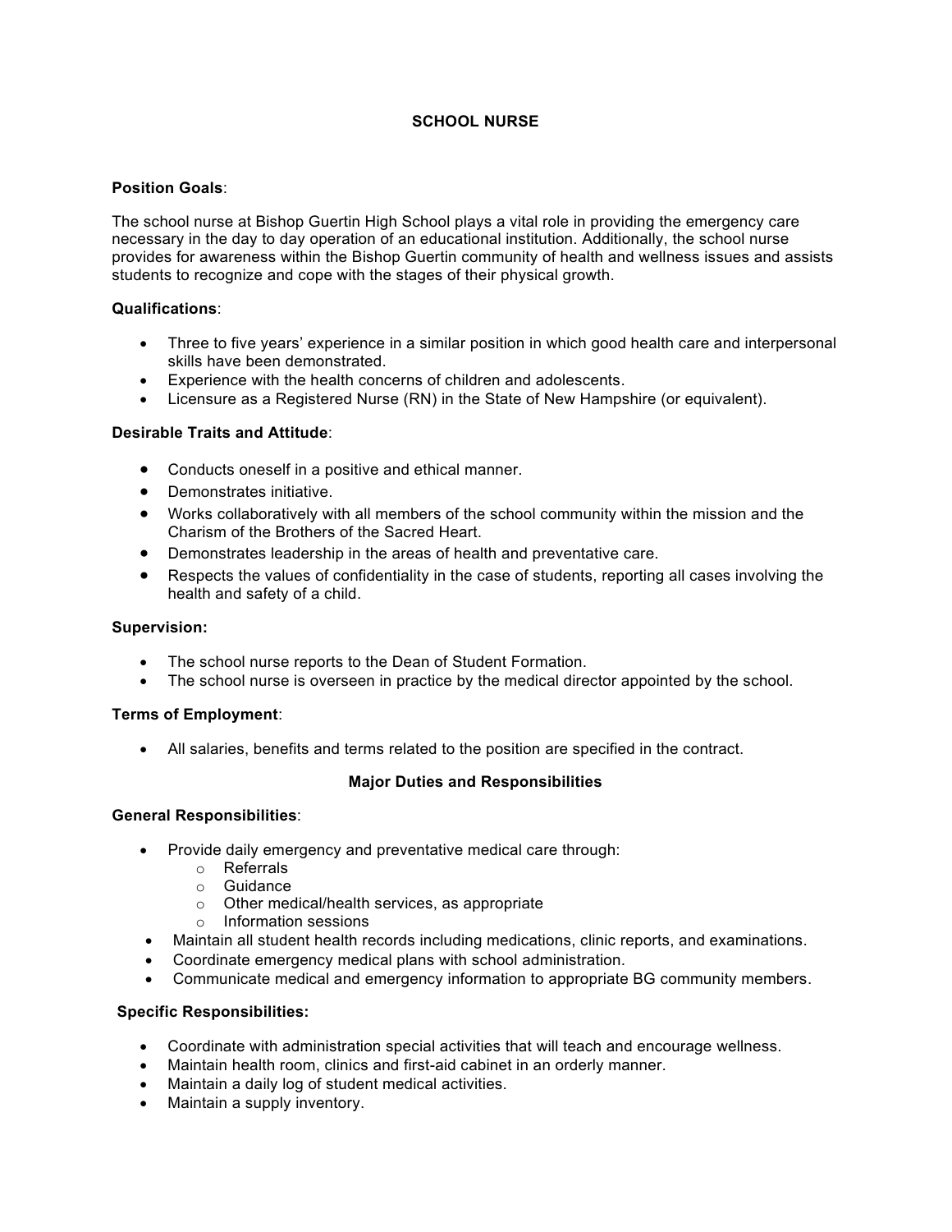# SCHOOL NURSE

**Position Goals**:

The school nurse at Bishop Guertin High School plays a vital role in providing the emergency care necessary in the day to day operation of an educational institution. Additionally, the school nurse provides for awareness within the Bishop Guertin community of health and wellness issues and assists students to recognize and cope with the stages of their physical growth.

**Qualifications**:

- Three to five years' experience in a similar position in which good health care and interpersonal skills have been demonstrated.
- Experience with the health concerns of children and adolescents.
- Licensure as a Registered Nurse (RN) in the State of New Hampshire (or equivalent).

**Desirable Traits and Attitude**:

- Conducts oneself in a positive and ethical manner.
- Demonstrates initiative.
- Works collaboratively with all members of the school community within the mission and the Charism of the Brothers of the Sacred Heart.
- Demonstrates leadership in the areas of health and preventative care.
- Respects the values of confidentiality in the case of students, reporting all cases involving the health and safety of a child.

**Supervision:**

- The school nurse reports to the Dean of Student Formation.
- The school nurse is overseen in practice by the medical director appointed by the school.

**Terms of Employment**:

- All salaries, benefits and terms related to the position are specified in the contract.

## Major Duties and Responsibilities

**General Responsibilities**:

- Provide daily emergency and preventative medical care through:
    - Referrals
    - Guidance
    - Other medical/health services, as appropriate
    - Information sessions
- Maintain all student health records including medications, clinic reports, and examinations.
- Coordinate emergency medical plans with school administration.
- Communicate medical and emergency information to appropriate BG community members.

**Specific Responsibilities:**

- Coordinate with administration special activities that will teach and encourage wellness.
- Maintain health room, clinics and first-aid cabinet in an orderly manner.
- Maintain a daily log of student medical activities.
- Maintain a supply inventory.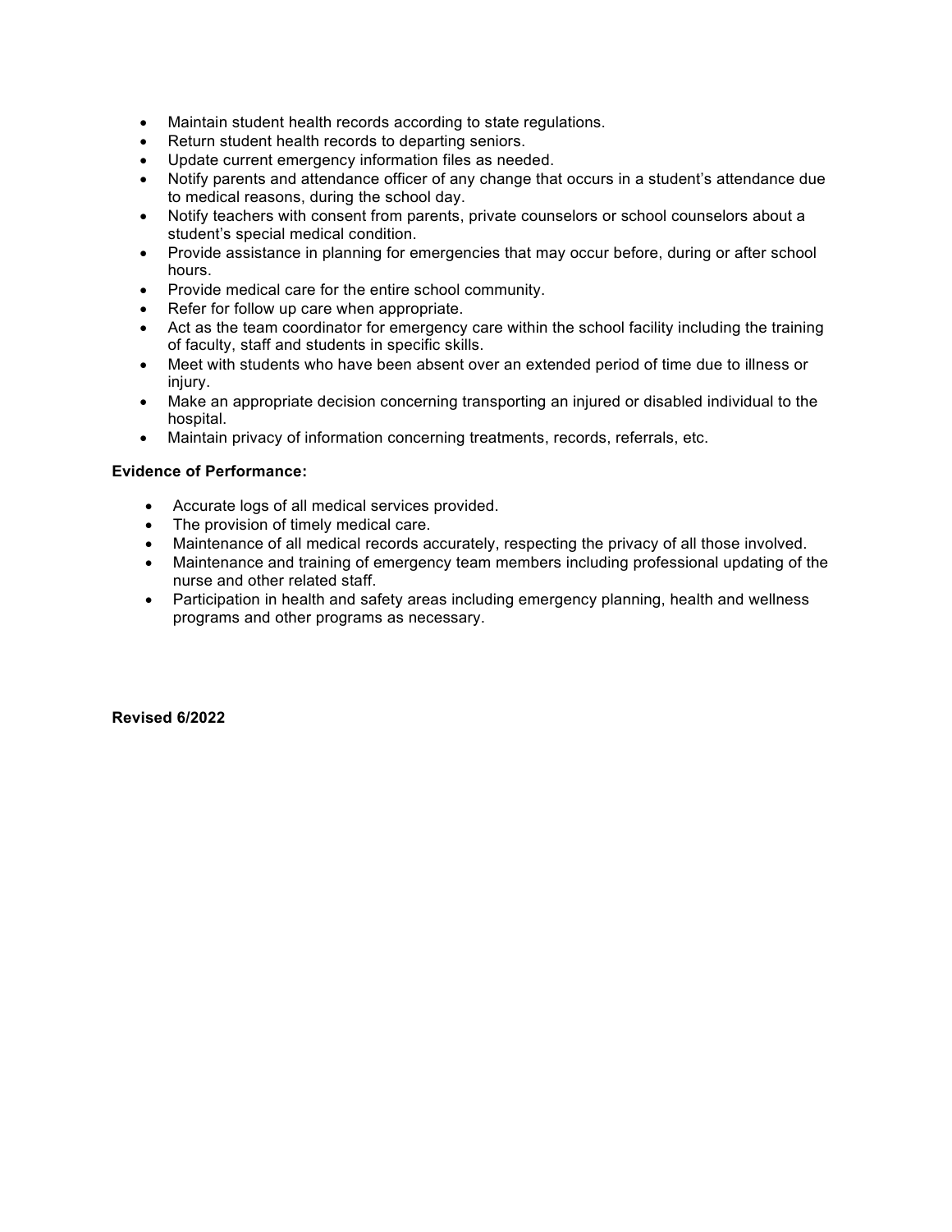- Maintain student health records according to state regulations.
- Return student health records to departing seniors.
- Update current emergency information files as needed.
- Notify parents and attendance officer of any change that occurs in a student's attendance due to medical reasons, during the school day.
- Notify teachers with consent from parents, private counselors or school counselors about a student's special medical condition.
- Provide assistance in planning for emergencies that may occur before, during or after school hours.
- Provide medical care for the entire school community.
- Refer for follow up care when appropriate.
- Act as the team coordinator for emergency care within the school facility including the training of faculty, staff and students in specific skills.
- Meet with students who have been absent over an extended period of time due to illness or injury.
- Make an appropriate decision concerning transporting an injured or disabled individual to the hospital.
- Maintain privacy of information concerning treatments, records, referrals, etc.

**Evidence of Performance:**

- Accurate logs of all medical services provided.
- The provision of timely medical care.
- Maintenance of all medical records accurately, respecting the privacy of all those involved.
- Maintenance and training of emergency team members including professional updating of the nurse and other related staff.
- Participation in health and safety areas including emergency planning, health and wellness programs and other programs as necessary.

**Revised 6/2022**